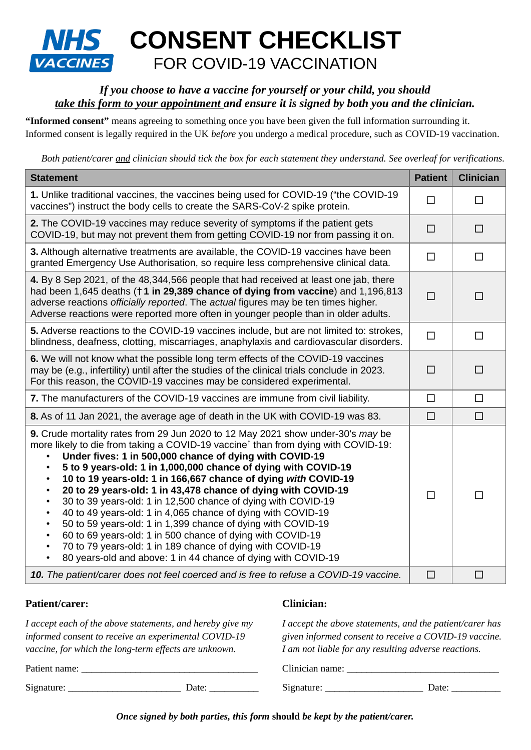NHS VACCINES

# CONSENT CHECKLIST

## FOR COVID-19 VACCINATION

***If you choose to have a vaccine for yourself or your child, you should take this form to your appointment and ensure it is signed by both you and the clinician.***

**"Informed consent"** means agreeing to something once you have been given the full information surrounding it. Informed consent is legally required in the UK *before* you undergo a medical procedure, such as COVID-19 vaccination.

*Both patient/carer and clinician should tick the box for each statement they understand. See overleaf for verifications.*

| Statement | Patient | Clinician |
|---|---|---|
| **1.** Unlike traditional vaccines, the vaccines being used for COVID-19 ("the COVID-19 vaccines") instruct the body cells to create the SARS-CoV-2 spike protein. | ☐ | ☐ |
| **2.** The COVID-19 vaccines may reduce severity of symptoms if the patient gets COVID-19, but may not prevent them from getting COVID-19 nor from passing it on. | ☐ | ☐ |
| **3.** Although alternative treatments are available, the COVID-19 vaccines have been granted Emergency Use Authorisation, so require less comprehensive clinical data. | ☐ | ☐ |
| **4.** By 8 Sep 2021, of the 48,344,566 people that had received at least one jab, there had been 1,645 deaths (**† 1 in 29,389 chance of dying from vaccine**) and 1,196,813 adverse reactions *officially reported*. The *actual* figures may be ten times higher. Adverse reactions were reported more often in younger people than in older adults. | ☐ | ☐ |
| **5.** Adverse reactions to the COVID-19 vaccines include, but are not limited to: strokes, blindness, deafness, clotting, miscarriages, anaphylaxis and cardiovascular disorders. | ☐ | ☐ |
| **6.** We will not know what the possible long term effects of the COVID-19 vaccines may be (e.g., infertility) until after the studies of the clinical trials conclude in 2023. For this reason, the COVID-19 vaccines may be considered experimental. | ☐ | ☐ |
| **7.** The manufacturers of the COVID-19 vaccines are immune from civil liability. | ☐ | ☐ |
| **8.** As of 11 Jan 2021, the average age of death in the UK with COVID-19 was 83. | ☐ | ☐ |
| **9.** Crude mortality rates from 29 Jun 2020 to 12 May 2021 show under-30's *may* be more likely to die from taking a COVID-19 vaccine† than from dying with COVID-19: <br>• **Under fives: 1 in 500,000 chance of dying with COVID-19** <br>• **5 to 9 years-old: 1 in 1,000,000 chance of dying with COVID-19** <br>• **10 to 19 years-old: 1 in 166,667 chance of dying *with* COVID-19** <br>• **20 to 29 years-old: 1 in 43,478 chance of dying with COVID-19** <br>• 30 to 39 years-old: 1 in 12,500 chance of dying with COVID-19 <br>• 40 to 49 years-old: 1 in 4,065 chance of dying with COVID-19 <br>• 50 to 59 years-old: 1 in 1,399 chance of dying with COVID-19 <br>• 60 to 69 years-old: 1 in 500 chance of dying with COVID-19 <br>• 70 to 79 years-old: 1 in 189 chance of dying with COVID-19 <br>• 80 years-old and above: 1 in 44 chance of dying with COVID-19 | ☐ | ☐ |
| ***10.** The patient/carer does not feel coerced and is free to refuse a COVID-19 vaccine.* | ☐ | ☐ |

**Patient/carer:**

*I accept each of the above statements, and hereby give my informed consent to receive an experimental COVID-19 vaccine, for which the long-term effects are unknown.*

Patient name: ___________________________________

Signature: ______________________ Date: __________

**Clinician:**

*I accept the above statements, and the patient/carer has given informed consent to receive a COVID-19 vaccine. I am not liable for any resulting adverse reactions.*

Clinician name: ______________________________

Signature: ____________________ Date: __________

***Once signed by both parties, this form should be kept by the patient/carer.***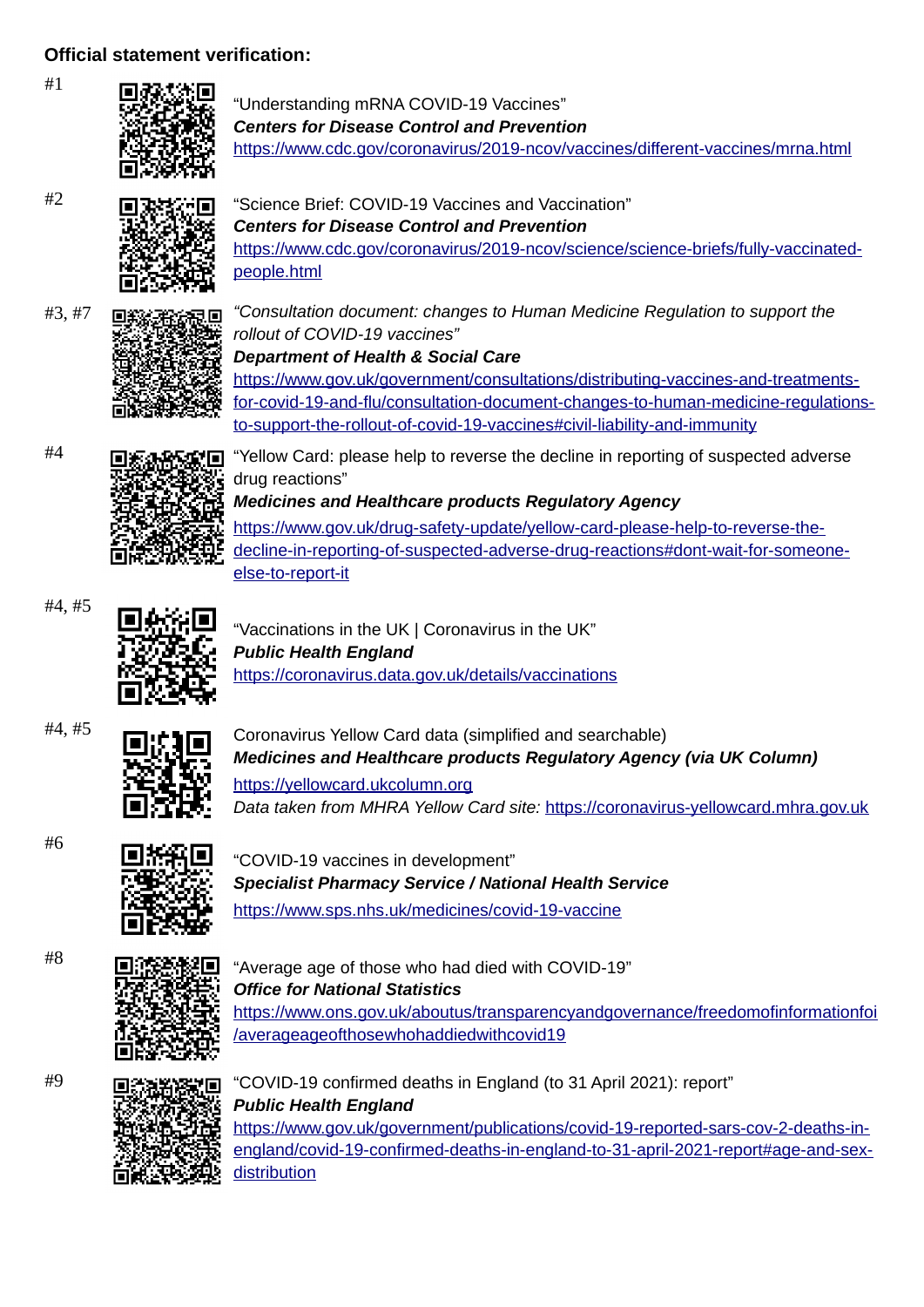**Official statement verification:**

#1

"Understanding mRNA COVID-19 Vaccines"
***Centers for Disease Control and Prevention***
https://www.cdc.gov/coronavirus/2019-ncov/vaccines/different-vaccines/mrna.html

#2

"Science Brief: COVID-19 Vaccines and Vaccination"
***Centers for Disease Control and Prevention***
https://www.cdc.gov/coronavirus/2019-ncov/science/science-briefs/fully-vaccinated-people.html

#3, #7

*"Consultation document: changes to Human Medicine Regulation to support the rollout of COVID-19 vaccines"*
***Department of Health & Social Care***
https://www.gov.uk/government/consultations/distributing-vaccines-and-treatments-for-covid-19-and-flu/consultation-document-changes-to-human-medicine-regulations-to-support-the-rollout-of-covid-19-vaccines#civil-liability-and-immunity

#4

"Yellow Card: please help to reverse the decline in reporting of suspected adverse drug reactions"
***Medicines and Healthcare products Regulatory Agency***
https://www.gov.uk/drug-safety-update/yellow-card-please-help-to-reverse-the-decline-in-reporting-of-suspected-adverse-drug-reactions#dont-wait-for-someone-else-to-report-it

#4, #5

"Vaccinations in the UK | Coronavirus in the UK"
***Public Health England***
https://coronavirus.data.gov.uk/details/vaccinations

#4, #5

Coronavirus Yellow Card data (simplified and searchable)
***Medicines and Healthcare products Regulatory Agency (via UK Column)***
https://yellowcard.ukcolumn.org
*Data taken from MHRA Yellow Card site:* https://coronavirus-yellowcard.mhra.gov.uk

#6

"COVID-19 vaccines in development"
***Specialist Pharmacy Service / National Health Service***
https://www.sps.nhs.uk/medicines/covid-19-vaccine

#8

"Average age of those who had died with COVID-19"
***Office for National Statistics***
https://www.ons.gov.uk/aboutus/transparencyandgovernance/freedomofinformationfoi/averageageofthosewhohaddiedwithcovid19

#9

"COVID-19 confirmed deaths in England (to 31 April 2021): report"
***Public Health England***
https://www.gov.uk/government/publications/covid-19-reported-sars-cov-2-deaths-in-england/covid-19-confirmed-deaths-in-england-to-31-april-2021-report#age-and-sex-distribution